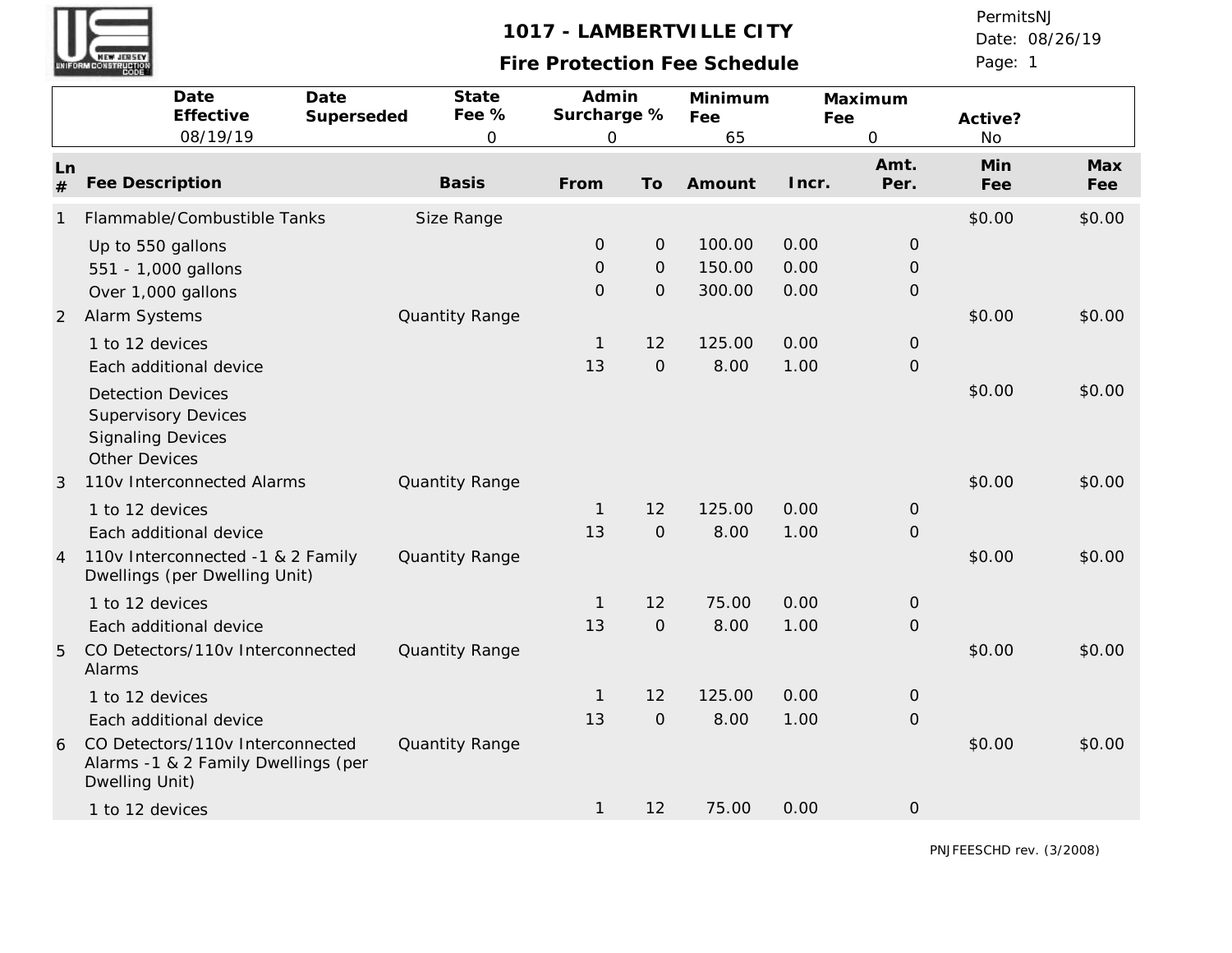# 1017 - LAMBERTVILLE CITY

## Fire Protection Fee Schedule

PermitsNJ
Date: 08/26/19

| Date Effective | Date Superseded | State Fee % | Admin Surcharge % | Minimum Fee | Maximum Fee | Active? |
|---|---|---|---|---|---|---|
| 08/19/19 | | 0 | 0 | 65 | 0 | No |

| Ln # | Fee Description | Basis | From | To | Amount | Incr. | Amt. Per. | Min Fee | Max Fee |
|---|---|---|---|---|---|---|---|---|---|
| 1 | Flammable/Combustible Tanks | Size Range | | | | | | $0.00 | $0.00 |
| | Up to 550 gallons | | 0 | 0 | 100.00 | 0.00 | 0 | | |
| | 551 - 1,000 gallons | | 0 | 0 | 150.00 | 0.00 | 0 | | |
| | Over 1,000 gallons | | 0 | 0 | 300.00 | 0.00 | 0 | | |
| 2 | Alarm Systems | Quantity Range | | | | | | $0.00 | $0.00 |
| | 1 to 12 devices | | 1 | 12 | 125.00 | 0.00 | 0 | | |
| | Each additional device | | 13 | 0 | 8.00 | 1.00 | 0 | | |
| | Detection Devices<br>Supervisory Devices<br>Signaling Devices<br>Other Devices | | | | | | | $0.00 | $0.00 |
| 3 | 110v Interconnected Alarms | Quantity Range | | | | | | $0.00 | $0.00 |
| | 1 to 12 devices | | 1 | 12 | 125.00 | 0.00 | 0 | | |
| | Each additional device | | 13 | 0 | 8.00 | 1.00 | 0 | | |
| 4 | 110v Interconnected -1 & 2 Family Dwellings (per Dwelling Unit) | Quantity Range | | | | | | $0.00 | $0.00 |
| | 1 to 12 devices | | 1 | 12 | 75.00 | 0.00 | 0 | | |
| | Each additional device | | 13 | 0 | 8.00 | 1.00 | 0 | | |
| 5 | CO Detectors/110v Interconnected Alarms | Quantity Range | | | | | | $0.00 | $0.00 |
| | 1 to 12 devices | | 1 | 12 | 125.00 | 0.00 | 0 | | |
| | Each additional device | | 13 | 0 | 8.00 | 1.00 | 0 | | |
| 6 | CO Detectors/110v Interconnected Alarms -1 & 2 Family Dwellings (per Dwelling Unit) | Quantity Range | | | | | | $0.00 | $0.00 |
| | 1 to 12 devices | | 1 | 12 | 75.00 | 0.00 | 0 | | |

PNJFEESCHD rev. (3/2008)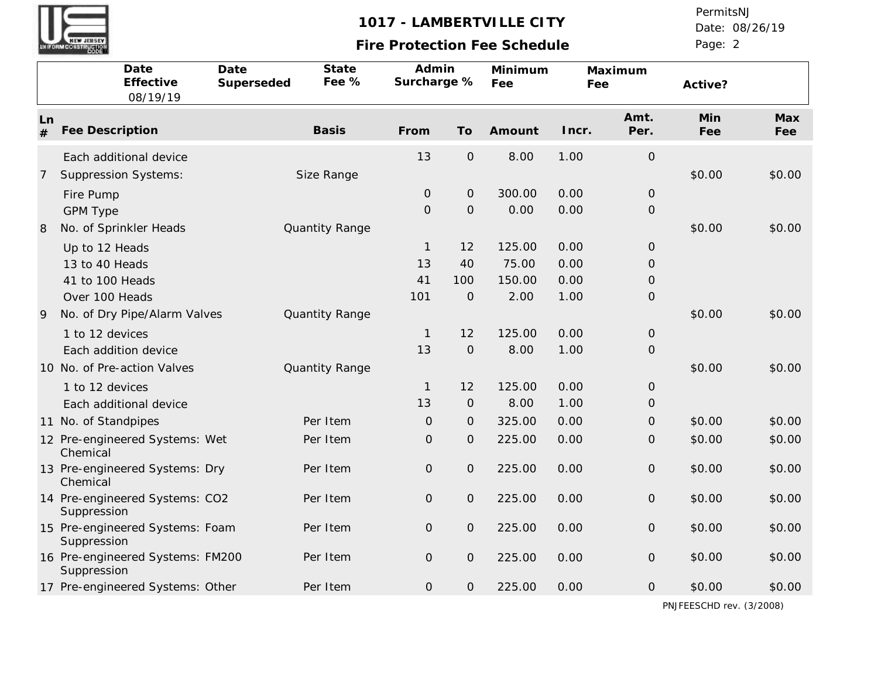# 1017 - LAMBERTVILLE CITY

## Fire Protection Fee Schedule

PermitsNJ
Date: 08/26/19

| Date Effective | Date Superseded | State Fee % | Admin Surcharge % | Minimum Fee | Maximum Fee | Active? |
|---|---|---|---|---|---|---|
| 08/19/19 | | | | | | |

| Ln # | Fee Description | Basis | From | To | Amount | Incr. | Amt. Per. | Min Fee | Max Fee |
|---|---|---|---|---|---|---|---|---|---|
| | Each additional device | | 13 | 0 | 8.00 | 1.00 | 0 | | |
| 7 | Suppression Systems: | Size Range | | | | | | $0.00 | $0.00 |
| | Fire Pump | | 0 | 0 | 300.00 | 0.00 | 0 | | |
| | GPM Type | | 0 | 0 | 0.00 | 0.00 | 0 | | |
| 8 | No. of Sprinkler Heads | Quantity Range | | | | | | $0.00 | $0.00 |
| | Up to 12 Heads | | 1 | 12 | 125.00 | 0.00 | 0 | | |
| | 13 to 40 Heads | | 13 | 40 | 75.00 | 0.00 | 0 | | |
| | 41 to 100 Heads | | 41 | 100 | 150.00 | 0.00 | 0 | | |
| | Over 100 Heads | | 101 | 0 | 2.00 | 1.00 | 0 | | |
| 9 | No. of Dry Pipe/Alarm Valves | Quantity Range | | | | | | $0.00 | $0.00 |
| | 1 to 12 devices | | 1 | 12 | 125.00 | 0.00 | 0 | | |
| | Each addition device | | 13 | 0 | 8.00 | 1.00 | 0 | | |
| 10 | No. of Pre-action Valves | Quantity Range | | | | | | $0.00 | $0.00 |
| | 1 to 12 devices | | 1 | 12 | 125.00 | 0.00 | 0 | | |
| | Each additional device | | 13 | 0 | 8.00 | 1.00 | 0 | | |
| 11 | No. of Standpipes | Per Item | 0 | 0 | 325.00 | 0.00 | 0 | $0.00 | $0.00 |
| 12 | Pre-engineered Systems: Wet Chemical | Per Item | 0 | 0 | 225.00 | 0.00 | 0 | $0.00 | $0.00 |
| 13 | Pre-engineered Systems: Dry Chemical | Per Item | 0 | 0 | 225.00 | 0.00 | 0 | $0.00 | $0.00 |
| 14 | Pre-engineered Systems: CO2 Suppression | Per Item | 0 | 0 | 225.00 | 0.00 | 0 | $0.00 | $0.00 |
| 15 | Pre-engineered Systems: Foam Suppression | Per Item | 0 | 0 | 225.00 | 0.00 | 0 | $0.00 | $0.00 |
| 16 | Pre-engineered Systems: FM200 Suppression | Per Item | 0 | 0 | 225.00 | 0.00 | 0 | $0.00 | $0.00 |
| 17 | Pre-engineered Systems: Other | Per Item | 0 | 0 | 225.00 | 0.00 | 0 | $0.00 | $0.00 |

PNJFEESCHD rev. (3/2008)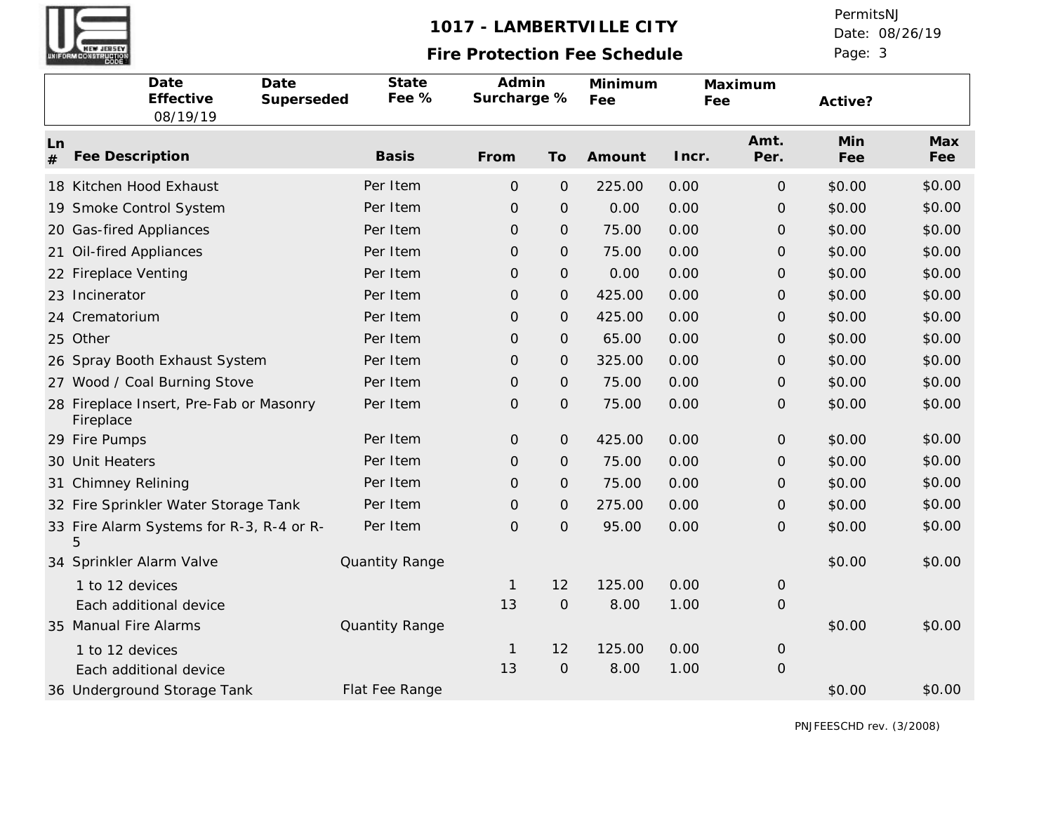# 1017 - LAMBERTVILLE CITY

## Fire Protection Fee Schedule

PermitsNJ
Date: 08/26/19

| Date Effective | Date Superseded | State Fee % | Admin Surcharge % | Minimum Fee | Maximum Fee | Active? |
|---|---|---|---|---|---|---|
| 08/19/19 | | | | | | |

| Ln # | Fee Description | Basis | From | To | Amount | Incr. | Amt. Per. | Min Fee | Max Fee |
|---|---|---|---|---|---|---|---|---|---|
| 18 | Kitchen Hood Exhaust | Per Item | 0 | 0 | 225.00 | 0.00 | 0 | $0.00 | $0.00 |
| 19 | Smoke Control System | Per Item | 0 | 0 | 0.00 | 0.00 | 0 | $0.00 | $0.00 |
| 20 | Gas-fired Appliances | Per Item | 0 | 0 | 75.00 | 0.00 | 0 | $0.00 | $0.00 |
| 21 | Oil-fired Appliances | Per Item | 0 | 0 | 75.00 | 0.00 | 0 | $0.00 | $0.00 |
| 22 | Fireplace Venting | Per Item | 0 | 0 | 0.00 | 0.00 | 0 | $0.00 | $0.00 |
| 23 | Incinerator | Per Item | 0 | 0 | 425.00 | 0.00 | 0 | $0.00 | $0.00 |
| 24 | Crematorium | Per Item | 0 | 0 | 425.00 | 0.00 | 0 | $0.00 | $0.00 |
| 25 | Other | Per Item | 0 | 0 | 65.00 | 0.00 | 0 | $0.00 | $0.00 |
| 26 | Spray Booth Exhaust System | Per Item | 0 | 0 | 325.00 | 0.00 | 0 | $0.00 | $0.00 |
| 27 | Wood / Coal Burning Stove | Per Item | 0 | 0 | 75.00 | 0.00 | 0 | $0.00 | $0.00 |
| 28 | Fireplace Insert, Pre-Fab or Masonry Fireplace | Per Item | 0 | 0 | 75.00 | 0.00 | 0 | $0.00 | $0.00 |
| 29 | Fire Pumps | Per Item | 0 | 0 | 425.00 | 0.00 | 0 | $0.00 | $0.00 |
| 30 | Unit Heaters | Per Item | 0 | 0 | 75.00 | 0.00 | 0 | $0.00 | $0.00 |
| 31 | Chimney Relining | Per Item | 0 | 0 | 75.00 | 0.00 | 0 | $0.00 | $0.00 |
| 32 | Fire Sprinkler Water Storage Tank | Per Item | 0 | 0 | 275.00 | 0.00 | 0 | $0.00 | $0.00 |
| 33 | Fire Alarm Systems for R-3, R-4 or R-5 | Per Item | 0 | 0 | 95.00 | 0.00 | 0 | $0.00 | $0.00 |
| 34 | Sprinkler Alarm Valve | Quantity Range | | | | | | $0.00 | $0.00 |
| | 1 to 12 devices | | 1 | 12 | 125.00 | 0.00 | 0 | | |
| | Each additional device | | 13 | 0 | 8.00 | 1.00 | 0 | | |
| 35 | Manual Fire Alarms | Quantity Range | | | | | | $0.00 | $0.00 |
| | 1 to 12 devices | | 1 | 12 | 125.00 | 0.00 | 0 | | |
| | Each additional device | | 13 | 0 | 8.00 | 1.00 | 0 | | |
| 36 | Underground Storage Tank | Flat Fee Range | | | | | | $0.00 | $0.00 |

PNJFEESCHD rev. (3/2008)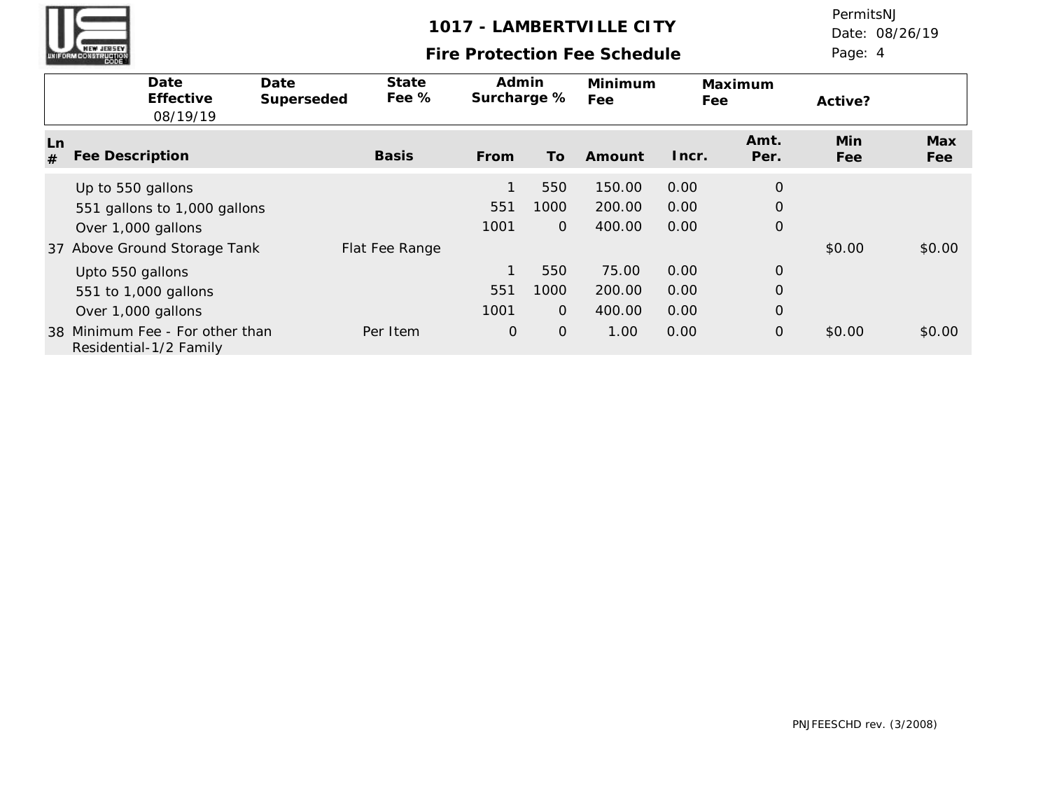# 1017 - LAMBERTVILLE CITY

## Fire Protection Fee Schedule

PermitsNJ
Date: 08/26/19

| Date Effective | Date Superseded | State Fee % | Admin Surcharge % | Minimum Fee | Maximum Fee | Active? |
|---|---|---|---|---|---|---|
| 08/19/19 | | | | | | |

| Ln # | Fee Description | Basis | From | To | Amount | Incr. | Amt. Per. | Min Fee | Max Fee |
|---|---|---|---|---|---|---|---|---|---|
| | Up to 550 gallons | | 1 | 550 | 150.00 | 0.00 | 0 | | |
| | 551 gallons to 1,000 gallons | | 551 | 1000 | 200.00 | 0.00 | 0 | | |
| | Over 1,000 gallons | | 1001 | 0 | 400.00 | 0.00 | 0 | | |
| 37 | Above Ground Storage Tank | Flat Fee Range | | | | | | $0.00 | $0.00 |
| | Upto 550 gallons | | 1 | 550 | 75.00 | 0.00 | 0 | | |
| | 551 to 1,000 gallons | | 551 | 1000 | 200.00 | 0.00 | 0 | | |
| | Over 1,000 gallons | | 1001 | 0 | 400.00 | 0.00 | 0 | | |
| 38 | Minimum Fee - For other than Residential-1/2 Family | Per Item | 0 | 0 | 1.00 | 0.00 | 0 | $0.00 | $0.00 |

PNJFEESCHD rev. (3/2008)